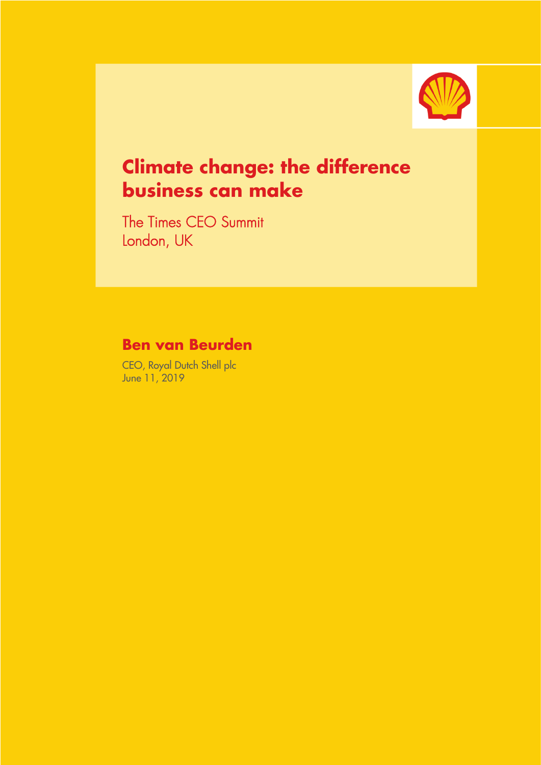# Climate change: the difference business can make

The Times CEO Summit
London, UK

## Ben van Beurden

CEO, Royal Dutch Shell plc
June 11, 2019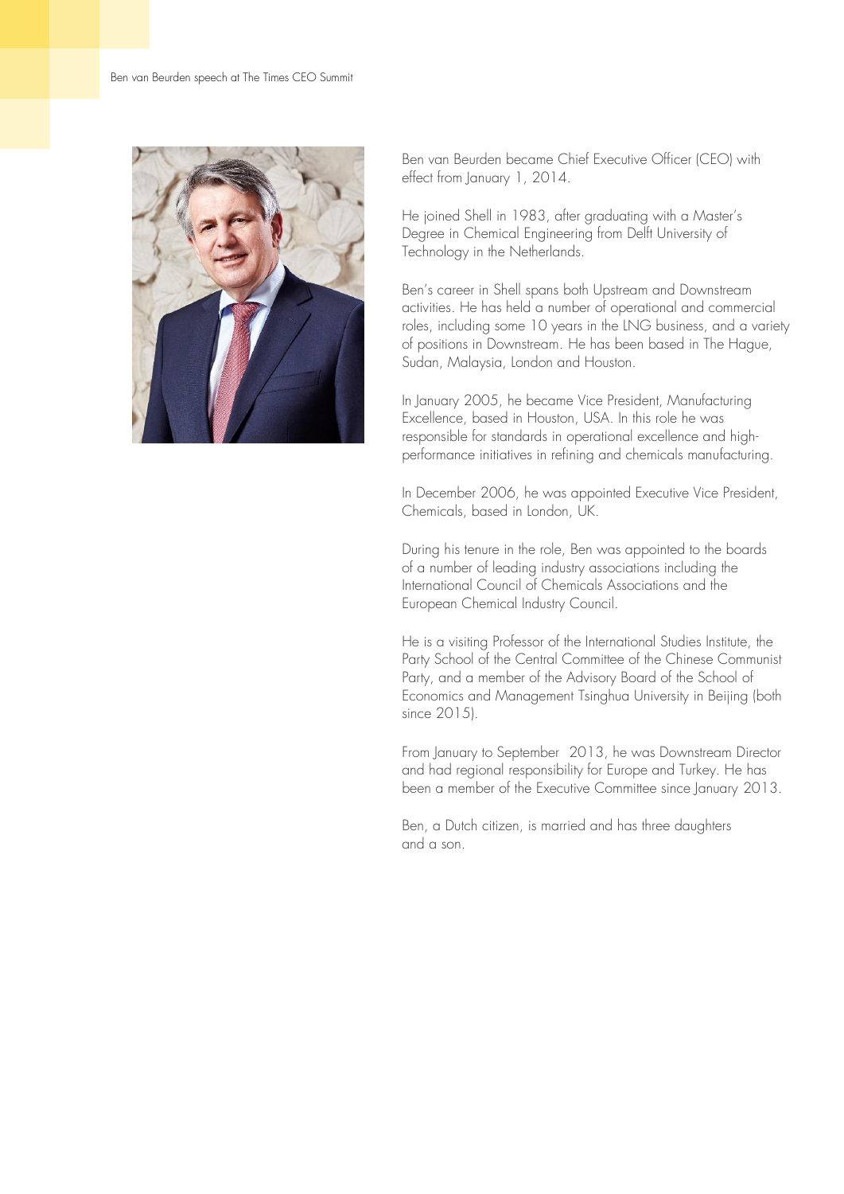Ben van Beurden became Chief Executive Officer (CEO) with effect from January 1, 2014.

He joined Shell in 1983, after graduating with a Master's Degree in Chemical Engineering from Delft University of Technology in the Netherlands.

Ben's career in Shell spans both Upstream and Downstream activities. He has held a number of operational and commercial roles, including some 10 years in the LNG business, and a variety of positions in Downstream. He has been based in The Hague, Sudan, Malaysia, London and Houston.

In January 2005, he became Vice President, Manufacturing Excellence, based in Houston, USA. In this role he was responsible for standards in operational excellence and high-performance initiatives in refining and chemicals manufacturing.

In December 2006, he was appointed Executive Vice President, Chemicals, based in London, UK.

During his tenure in the role, Ben was appointed to the boards of a number of leading industry associations including the International Council of Chemicals Associations and the European Chemical Industry Council.

He is a visiting Professor of the International Studies Institute, the Party School of the Central Committee of the Chinese Communist Party, and a member of the Advisory Board of the School of Economics and Management Tsinghua University in Beijing (both since 2015).

From January to September 2013, he was Downstream Director and had regional responsibility for Europe and Turkey. He has been a member of the Executive Committee since January 2013.

Ben, a Dutch citizen, is married and has three daughters and a son.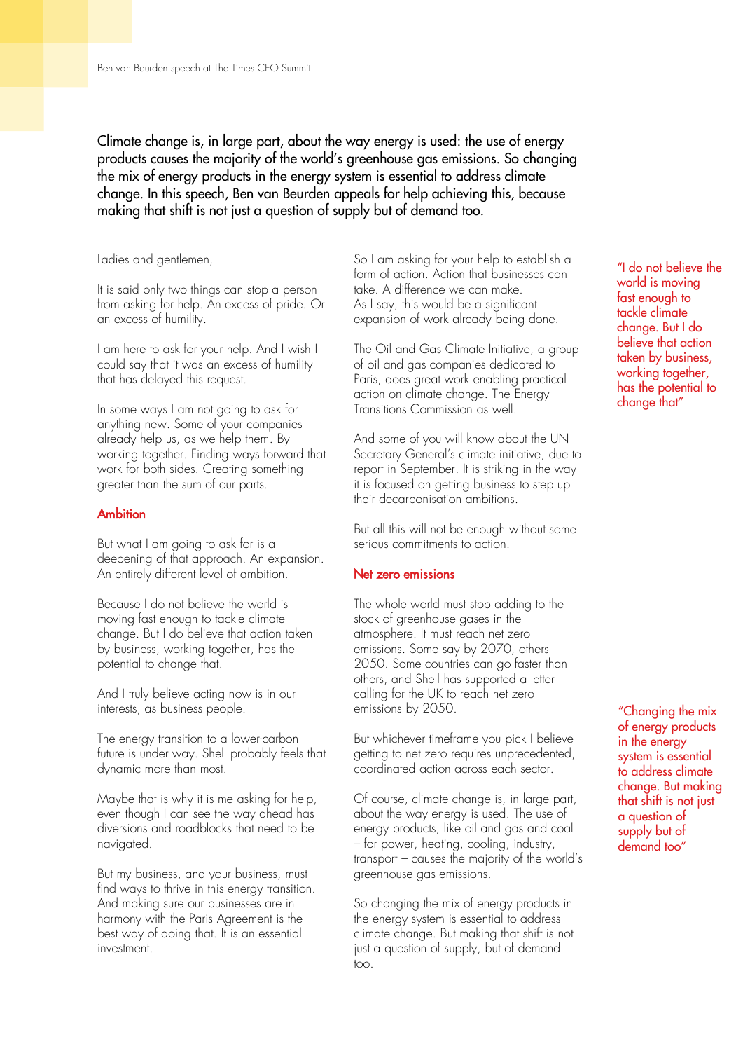Climate change is, in large part, about the way energy is used: the use of energy products causes the majority of the world's greenhouse gas emissions. So changing the mix of energy products in the energy system is essential to address climate change. In this speech, Ben van Beurden appeals for help achieving this, because making that shift is not just a question of supply but of demand too.

Ladies and gentlemen,

It is said only two things can stop a person from asking for help. An excess of pride. Or an excess of humility.

I am here to ask for your help. And I wish I could say that it was an excess of humility that has delayed this request.

In some ways I am not going to ask for anything new. Some of your companies already help us, as we help them. By working together. Finding ways forward that work for both sides. Creating something greater than the sum of our parts.

## Ambition

But what I am going to ask for is a deepening of that approach. An expansion. An entirely different level of ambition.

Because I do not believe the world is moving fast enough to tackle climate change. But I do believe that action taken by business, working together, has the potential to change that.

And I truly believe acting now is in our interests, as business people.

The energy transition to a lower-carbon future is under way. Shell probably feels that dynamic more than most.

Maybe that is why it is me asking for help, even though I can see the way ahead has diversions and roadblocks that need to be navigated.

But my business, and your business, must find ways to thrive in this energy transition. And making sure our businesses are in harmony with the Paris Agreement is the best way of doing that. It is an essential investment.

So I am asking for your help to establish a form of action. Action that businesses can take. A difference we can make. As I say, this would be a significant expansion of work already being done.

The Oil and Gas Climate Initiative, a group of oil and gas companies dedicated to Paris, does great work enabling practical action on climate change. The Energy Transitions Commission as well.

And some of you will know about the UN Secretary General's climate initiative, due to report in September. It is striking in the way it is focused on getting business to step up their decarbonisation ambitions.

But all this will not be enough without some serious commitments to action.

> "I do not believe the world is moving fast enough to tackle climate change. But I do believe that action taken by business, working together, has the potential to change that"

## Net zero emissions

The whole world must stop adding to the stock of greenhouse gases in the atmosphere. It must reach net zero emissions. Some say by 2070, others 2050. Some countries can go faster than others, and Shell has supported a letter calling for the UK to reach net zero emissions by 2050.

But whichever timeframe you pick I believe getting to net zero requires unprecedented, coordinated action across each sector.

Of course, climate change is, in large part, about the way energy is used. The use of energy products, like oil and gas and coal – for power, heating, cooling, industry, transport – causes the majority of the world's greenhouse gas emissions.

So changing the mix of energy products in the energy system is essential to address climate change. But making that shift is not just a question of supply, but of demand too.

> "Changing the mix of energy products in the energy system is essential to address climate change. But making that shift is not just a question of supply but of demand too"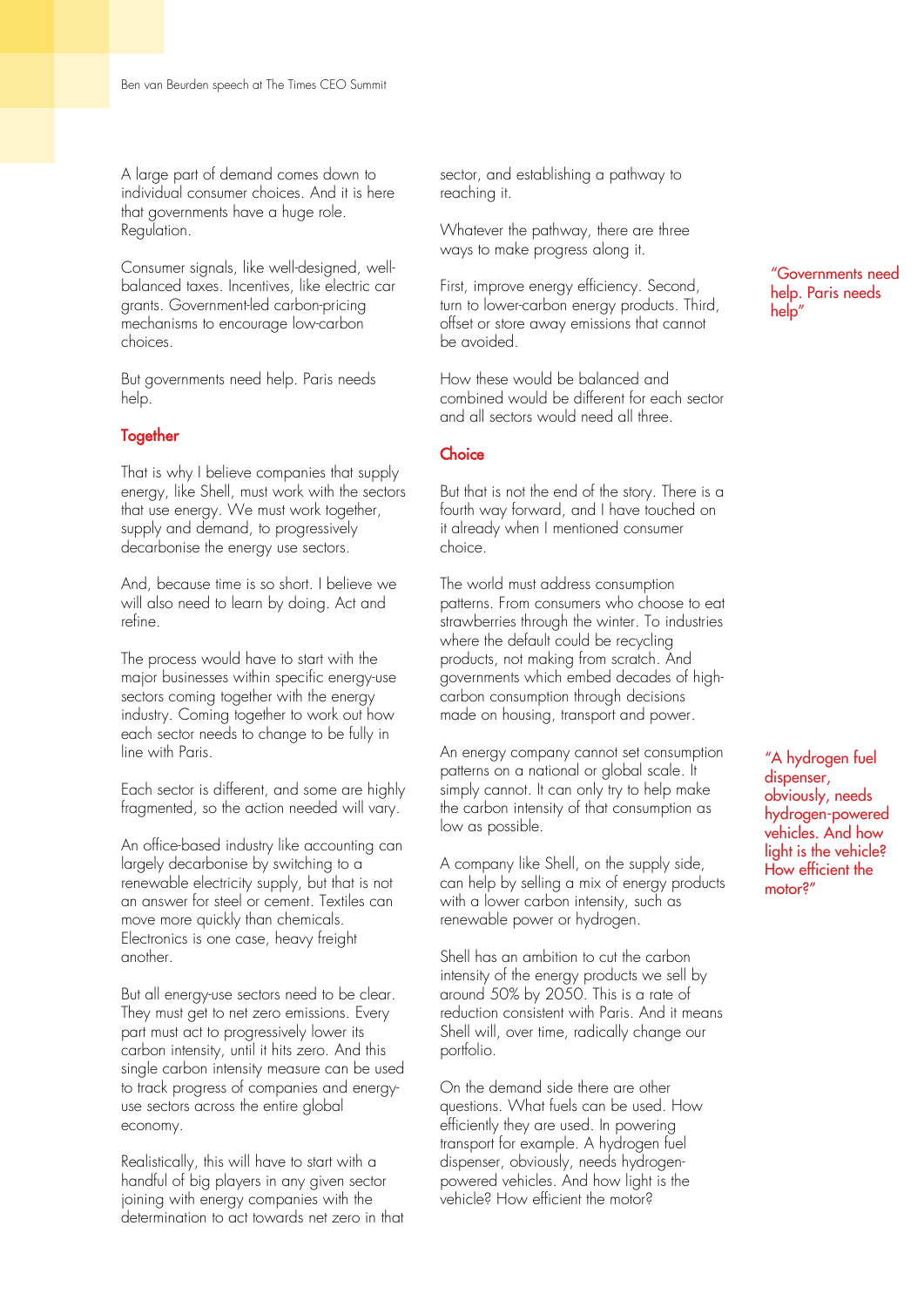A large part of demand comes down to individual consumer choices. And it is here that governments have a huge role. Regulation.

Consumer signals, like well-designed, well-balanced taxes. Incentives, like electric car grants. Government-led carbon-pricing mechanisms to encourage low-carbon choices.

But governments need help. Paris needs help.

## Together

That is why I believe companies that supply energy, like Shell, must work with the sectors that use energy. We must work together, supply and demand, to progressively decarbonise the energy use sectors.

And, because time is so short. I believe we will also need to learn by doing. Act and refine.

The process would have to start with the major businesses within specific energy-use sectors coming together with the energy industry. Coming together to work out how each sector needs to change to be fully in line with Paris.

Each sector is different, and some are highly fragmented, so the action needed will vary.

An office-based industry like accounting can largely decarbonise by switching to a renewable electricity supply, but that is not an answer for steel or cement. Textiles can move more quickly than chemicals. Electronics is one case, heavy freight another.

But all energy-use sectors need to be clear. They must get to net zero emissions. Every part must act to progressively lower its carbon intensity, until it hits zero. And this single carbon intensity measure can be used to track progress of companies and energy-use sectors across the entire global economy.

Realistically, this will have to start with a handful of big players in any given sector joining with energy companies with the determination to act towards net zero in that sector, and establishing a pathway to reaching it.

Whatever the pathway, there are three ways to make progress along it.

First, improve energy efficiency. Second, turn to lower-carbon energy products. Third, offset or store away emissions that cannot be avoided.

How these would be balanced and combined would be different for each sector and all sectors would need all three.

> "Governments need help. Paris needs help"

## Choice

But that is not the end of the story. There is a fourth way forward, and I have touched on it already when I mentioned consumer choice.

The world must address consumption patterns. From consumers who choose to eat strawberries through the winter. To industries where the default could be recycling products, not making from scratch. And governments which embed decades of high-carbon consumption through decisions made on housing, transport and power.

An energy company cannot set consumption patterns on a national or global scale. It simply cannot. It can only try to help make the carbon intensity of that consumption as low as possible.

A company like Shell, on the supply side, can help by selling a mix of energy products with a lower carbon intensity, such as renewable power or hydrogen.

Shell has an ambition to cut the carbon intensity of the energy products we sell by around 50% by 2050. This is a rate of reduction consistent with Paris. And it means Shell will, over time, radically change our portfolio.

On the demand side there are other questions. What fuels can be used. How efficiently they are used. In powering transport for example. A hydrogen fuel dispenser, obviously, needs hydrogen-powered vehicles. And how light is the vehicle? How efficient the motor?

> "A hydrogen fuel dispenser, obviously, needs hydrogen-powered vehicles. And how light is the vehicle? How efficient the motor?"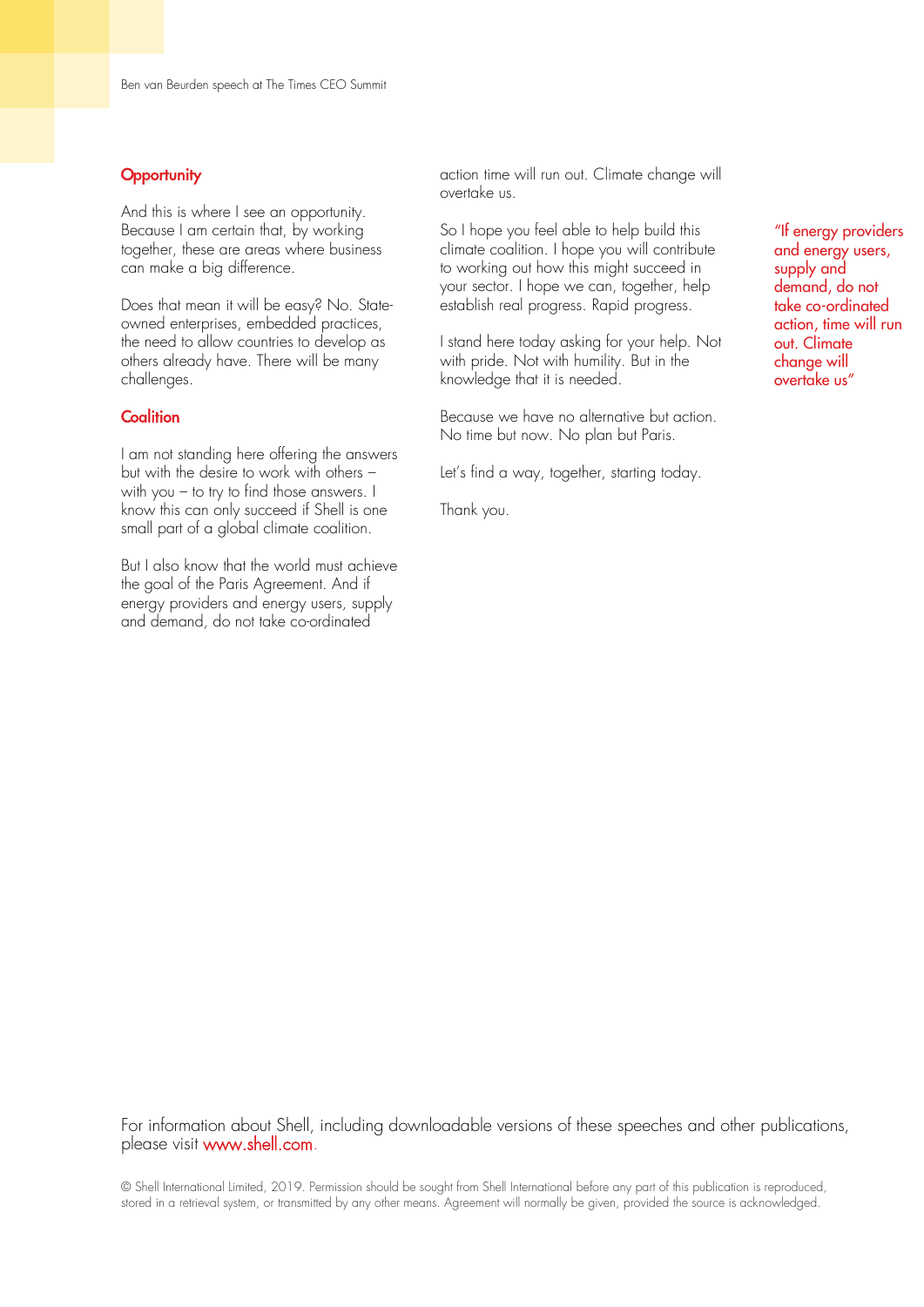## Opportunity

And this is where I see an opportunity. Because I am certain that, by working together, these are areas where business can make a big difference.

Does that mean it will be easy? No. State-owned enterprises, embedded practices, the need to allow countries to develop as others already have. There will be many challenges.

## Coalition

I am not standing here offering the answers but with the desire to work with others – with you – to try to find those answers. I know this can only succeed if Shell is one small part of a global climate coalition.

But I also know that the world must achieve the goal of the Paris Agreement. And if energy providers and energy users, supply and demand, do not take co-ordinated action time will run out. Climate change will overtake us.

So I hope you feel able to help build this climate coalition. I hope you will contribute to working out how this might succeed in your sector. I hope we can, together, help establish real progress. Rapid progress.

I stand here today asking for your help. Not with pride. Not with humility. But in the knowledge that it is needed.

Because we have no alternative but action. No time but now. No plan but Paris.

Let's find a way, together, starting today.

Thank you.

"If energy providers and energy users, supply and demand, do not take co-ordinated action, time will run out. Climate change will overtake us"

For information about Shell, including downloadable versions of these speeches and other publications, please visit www.shell.com.

© Shell International Limited, 2019. Permission should be sought from Shell International before any part of this publication is reproduced, stored in a retrieval system, or transmitted by any other means. Agreement will normally be given, provided the source is acknowledged.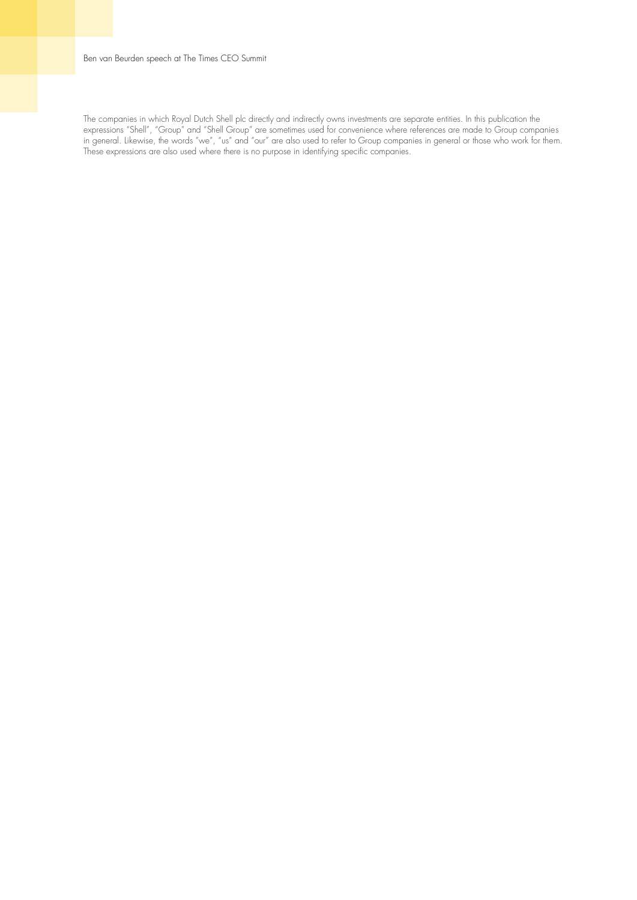The companies in which Royal Dutch Shell plc directly and indirectly owns investments are separate entities. In this publication the expressions "Shell", "Group" and "Shell Group" are sometimes used for convenience where references are made to Group companies in general. Likewise, the words "we", "us" and "our" are also used to refer to Group companies in general or those who work for them. These expressions are also used where there is no purpose in identifying specific companies.